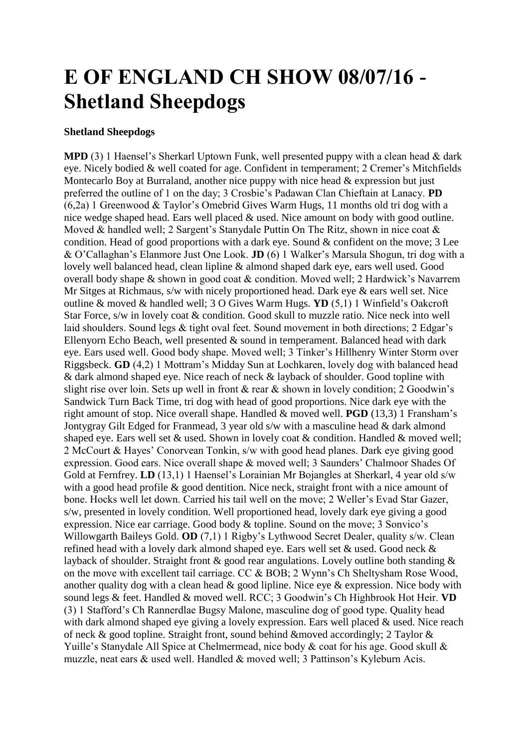# E OF ENGLAND CH SHOW 08/07/16 - Shetland Sheepdogs

**Shetland Sheepdogs**

**MPD** (3) 1 Haensel's Sherkarl Uptown Funk, well presented puppy with a clean head & dark eye. Nicely bodied & well coated for age. Confident in temperament; 2 Cremer's Mitchfields Montecarlo Boy at Burraland, another nice puppy with nice head & expression but just preferred the outline of 1 on the day; 3 Crosbie's Padawan Clan Chieftain at Lanacy. **PD** (6,2a) 1 Greenwood & Taylor's Omebrid Gives Warm Hugs, 11 months old tri dog with a nice wedge shaped head. Ears well placed & used. Nice amount on body with good outline. Moved & handled well; 2 Sargent's Stanydale Puttin On The Ritz, shown in nice coat & condition. Head of good proportions with a dark eye. Sound & confident on the move; 3 Lee & O'Callaghan's Elanmore Just One Look. **JD** (6) 1 Walker's Marsula Shogun, tri dog with a lovely well balanced head, clean lipline & almond shaped dark eye, ears well used. Good overall body shape & shown in good coat & condition. Moved well; 2 Hardwick's Navarrem Mr Sitges at Richmaus, s/w with nicely proportioned head. Dark eye & ears well set. Nice outline & moved & handled well; 3 O Gives Warm Hugs. **YD** (5,1) 1 Winfield's Oakcroft Star Force, s/w in lovely coat & condition. Good skull to muzzle ratio. Nice neck into well laid shoulders. Sound legs & tight oval feet. Sound movement in both directions; 2 Edgar's Ellenyorn Echo Beach, well presented & sound in temperament. Balanced head with dark eye. Ears used well. Good body shape. Moved well; 3 Tinker's Hillhenry Winter Storm over Riggsbeck. **GD** (4,2) 1 Mottram's Midday Sun at Lochkaren, lovely dog with balanced head & dark almond shaped eye. Nice reach of neck & layback of shoulder. Good topline with slight rise over loin. Sets up well in front & rear & shown in lovely condition; 2 Goodwin's Sandwick Turn Back Time, tri dog with head of good proportions. Nice dark eye with the right amount of stop. Nice overall shape. Handled & moved well. **PGD** (13,3) 1 Fransham's Jontygray Gilt Edged for Franmead, 3 year old s/w with a masculine head & dark almond shaped eye. Ears well set & used. Shown in lovely coat & condition. Handled & moved well; 2 McCourt & Hayes' Conorvean Tonkin, s/w with good head planes. Dark eye giving good expression. Good ears. Nice overall shape & moved well; 3 Saunders' Chalmoor Shades Of Gold at Fernfrey. **LD** (13,1) 1 Haensel's Lorainian Mr Bojangles at Sherkarl, 4 year old s/w with a good head profile & good dentition. Nice neck, straight front with a nice amount of bone. Hocks well let down. Carried his tail well on the move; 2 Weller's Evad Star Gazer, s/w, presented in lovely condition. Well proportioned head, lovely dark eye giving a good expression. Nice ear carriage. Good body & topline. Sound on the move; 3 Sonvico's Willowgarth Baileys Gold. **OD** (7,1) 1 Rigby's Lythwood Secret Dealer, quality s/w. Clean refined head with a lovely dark almond shaped eye. Ears well set & used. Good neck & layback of shoulder. Straight front & good rear angulations. Lovely outline both standing & on the move with excellent tail carriage. CC & BOB; 2 Wynn's Ch Sheltysham Rose Wood, another quality dog with a clean head & good lipline. Nice eye & expression. Nice body with sound legs & feet. Handled & moved well. RCC; 3 Goodwin's Ch Highbrook Hot Heir. **VD** (3) 1 Stafford's Ch Rannerdlae Bugsy Malone, masculine dog of good type. Quality head with dark almond shaped eye giving a lovely expression. Ears well placed & used. Nice reach of neck & good topline. Straight front, sound behind &moved accordingly; 2 Taylor & Yuille's Stanydale All Spice at Chelmermead, nice body & coat for his age. Good skull & muzzle, neat ears & used well. Handled & moved well; 3 Pattinson's Kyleburn Acis.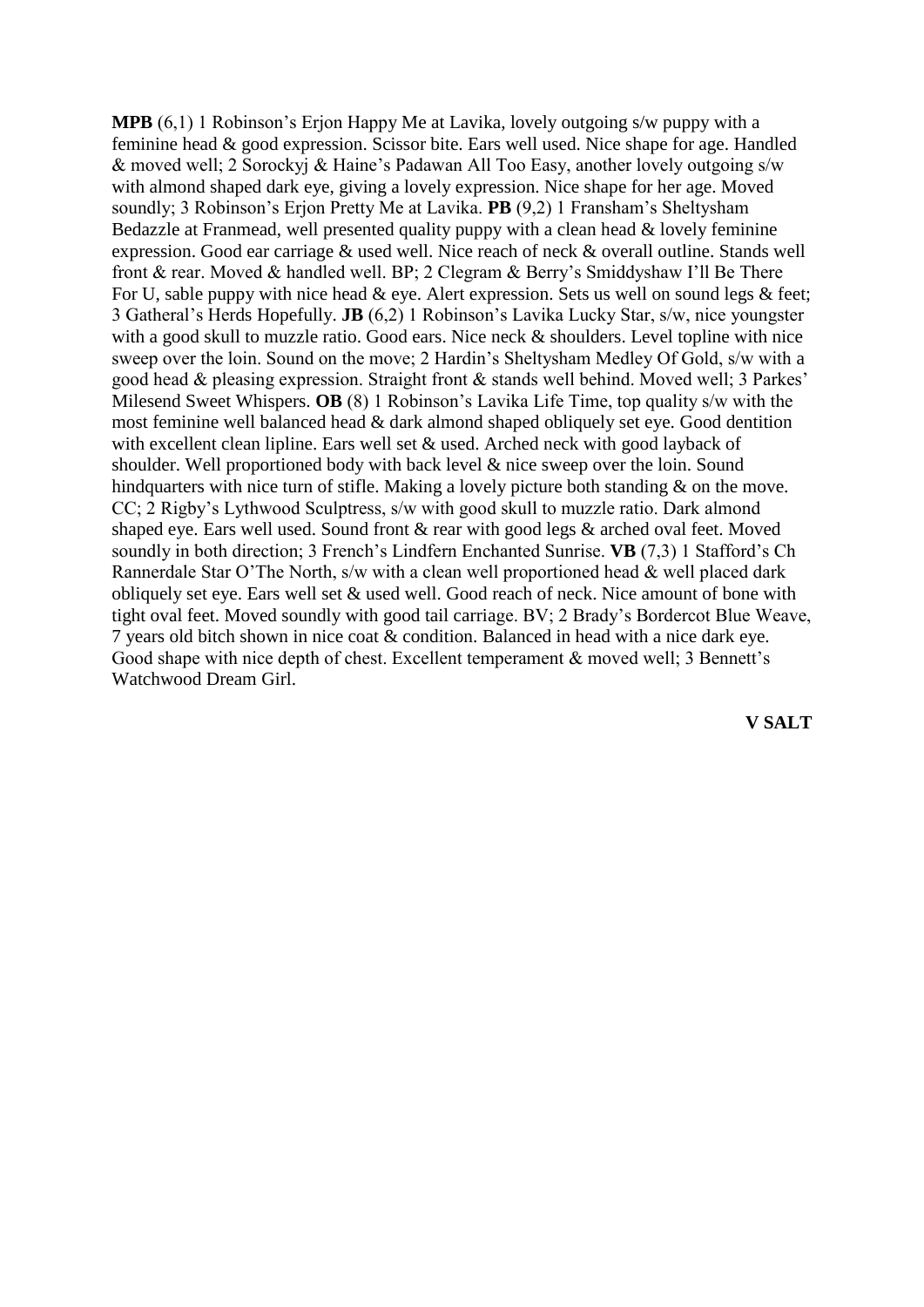**MPB** (6,1) 1 Robinson's Erjon Happy Me at Lavika, lovely outgoing s/w puppy with a feminine head & good expression. Scissor bite. Ears well used. Nice shape for age. Handled & moved well; 2 Sorockyj & Haine's Padawan All Too Easy, another lovely outgoing s/w with almond shaped dark eye, giving a lovely expression. Nice shape for her age. Moved soundly; 3 Robinson's Erjon Pretty Me at Lavika. **PB** (9,2) 1 Fransham's Sheltysham Bedazzle at Franmead, well presented quality puppy with a clean head & lovely feminine expression. Good ear carriage & used well. Nice reach of neck & overall outline. Stands well front & rear. Moved & handled well. BP; 2 Clegram & Berry's Smiddyshaw I'll Be There For U, sable puppy with nice head & eye. Alert expression. Sets us well on sound legs & feet; 3 Gatheral's Herds Hopefully. **JB** (6,2) 1 Robinson's Lavika Lucky Star, s/w, nice youngster with a good skull to muzzle ratio. Good ears. Nice neck & shoulders. Level topline with nice sweep over the loin. Sound on the move; 2 Hardin's Sheltysham Medley Of Gold, s/w with a good head & pleasing expression. Straight front & stands well behind. Moved well; 3 Parkes' Milesend Sweet Whispers. **OB** (8) 1 Robinson's Lavika Life Time, top quality s/w with the most feminine well balanced head & dark almond shaped obliquely set eye. Good dentition with excellent clean lipline. Ears well set & used. Arched neck with good layback of shoulder. Well proportioned body with back level & nice sweep over the loin. Sound hindquarters with nice turn of stifle. Making a lovely picture both standing & on the move. CC; 2 Rigby's Lythwood Sculptress, s/w with good skull to muzzle ratio. Dark almond shaped eye. Ears well used. Sound front & rear with good legs & arched oval feet. Moved soundly in both direction; 3 French's Lindfern Enchanted Sunrise. **VB** (7,3) 1 Stafford's Ch Rannerdale Star O'The North, s/w with a clean well proportioned head & well placed dark obliquely set eye. Ears well set & used well. Good reach of neck. Nice amount of bone with tight oval feet. Moved soundly with good tail carriage. BV; 2 Brady's Bordercot Blue Weave, 7 years old bitch shown in nice coat & condition. Balanced in head with a nice dark eye. Good shape with nice depth of chest. Excellent temperament & moved well; 3 Bennett's Watchwood Dream Girl.

**V SALT**